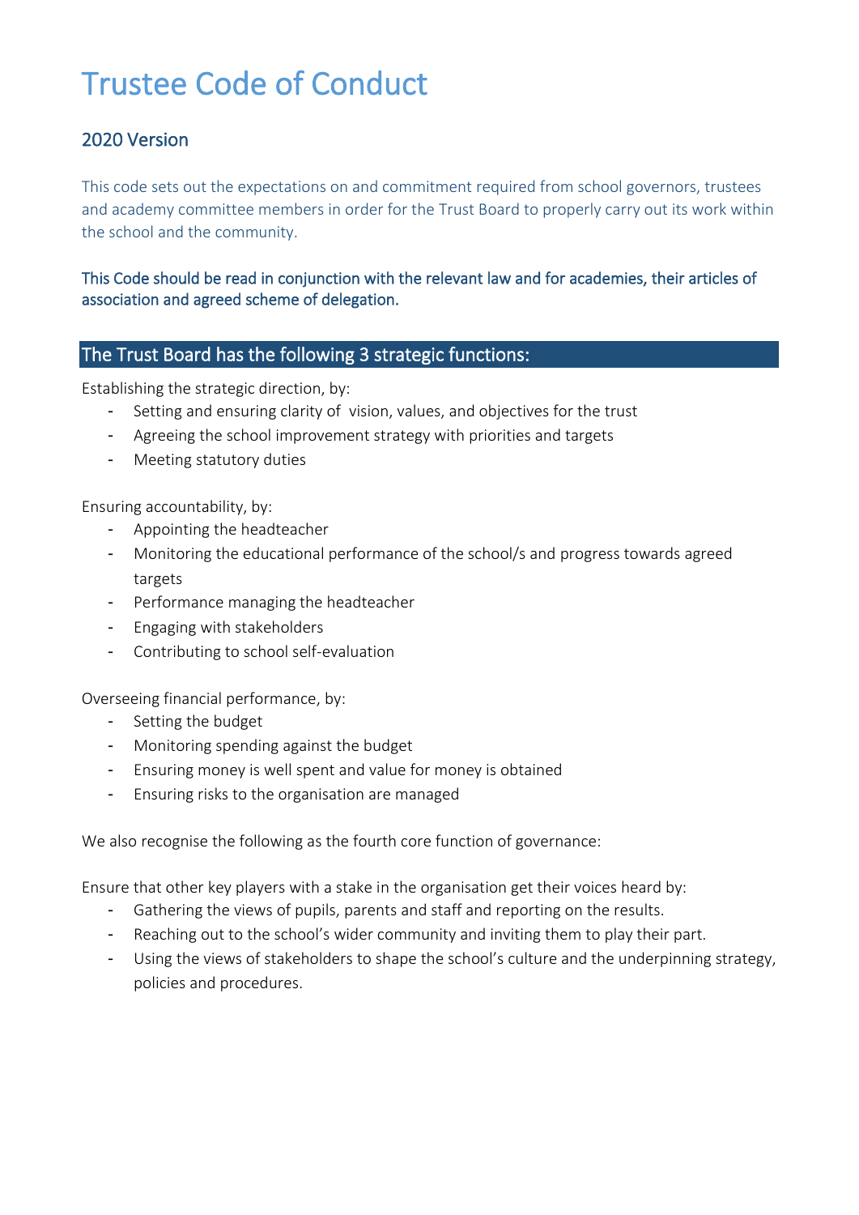# Trustee Code of Conduct

## 2020 Version

This code sets out the expectations on and commitment required from school governors, trustees and academy committee members in order for the Trust Board to properly carry out its work within the school and the community.

**This Code should be read in conjunction with the relevant law and for academies, their articles of association and agreed scheme of delegation.**

## The Trust Board has the following 3 strategic functions:

Establishing the strategic direction, by:

- Setting and ensuring clarity of vision, values, and objectives for the trust
- Agreeing the school improvement strategy with priorities and targets
- Meeting statutory duties

Ensuring accountability, by:

- Appointing the headteacher
- Monitoring the educational performance of the school/s and progress towards agreed targets
- Performance managing the headteacher
- Engaging with stakeholders
- Contributing to school self-evaluation

Overseeing financial performance, by:

- Setting the budget
- Monitoring spending against the budget
- Ensuring money is well spent and value for money is obtained
- Ensuring risks to the organisation are managed

We also recognise the following as the fourth core function of governance:

Ensure that other key players with a stake in the organisation get their voices heard by:

- Gathering the views of pupils, parents and staff and reporting on the results.
- Reaching out to the school's wider community and inviting them to play their part.
- Using the views of stakeholders to shape the school's culture and the underpinning strategy, policies and procedures.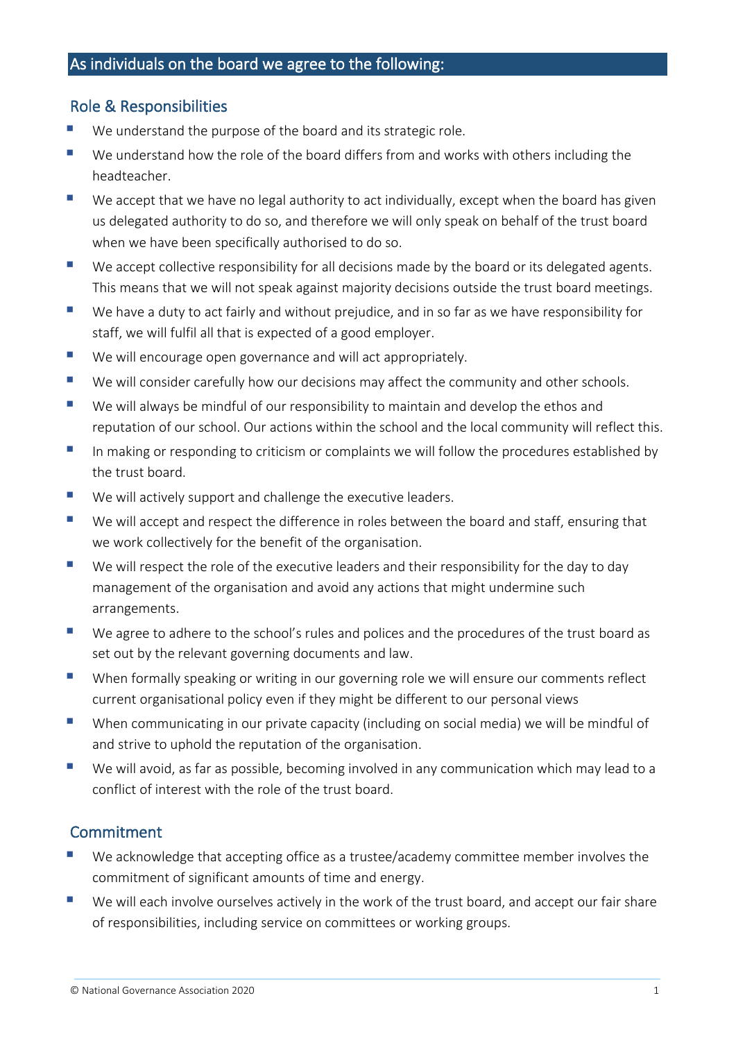## As individuals on the board we agree to the following:

### Role & Responsibilities

- We understand the purpose of the board and its strategic role.
- We understand how the role of the board differs from and works with others including the headteacher.
- We accept that we have no legal authority to act individually, except when the board has given us delegated authority to do so, and therefore we will only speak on behalf of the trust board when we have been specifically authorised to do so.
- We accept collective responsibility for all decisions made by the board or its delegated agents. This means that we will not speak against majority decisions outside the trust board meetings.
- We have a duty to act fairly and without prejudice, and in so far as we have responsibility for staff, we will fulfil all that is expected of a good employer.
- We will encourage open governance and will act appropriately.
- We will consider carefully how our decisions may affect the community and other schools.
- We will always be mindful of our responsibility to maintain and develop the ethos and reputation of our school. Our actions within the school and the local community will reflect this.
- In making or responding to criticism or complaints we will follow the procedures established by the trust board.
- We will actively support and challenge the executive leaders.
- We will accept and respect the difference in roles between the board and staff, ensuring that we work collectively for the benefit of the organisation.
- We will respect the role of the executive leaders and their responsibility for the day to day management of the organisation and avoid any actions that might undermine such arrangements.
- We agree to adhere to the school's rules and polices and the procedures of the trust board as set out by the relevant governing documents and law.
- When formally speaking or writing in our governing role we will ensure our comments reflect current organisational policy even if they might be different to our personal views
- When communicating in our private capacity (including on social media) we will be mindful of and strive to uphold the reputation of the organisation.
- We will avoid, as far as possible, becoming involved in any communication which may lead to a conflict of interest with the role of the trust board.

### Commitment

- We acknowledge that accepting office as a trustee/academy committee member involves the commitment of significant amounts of time and energy.
- We will each involve ourselves actively in the work of the trust board, and accept our fair share of responsibilities, including service on committees or working groups.

© National Governance Association 2020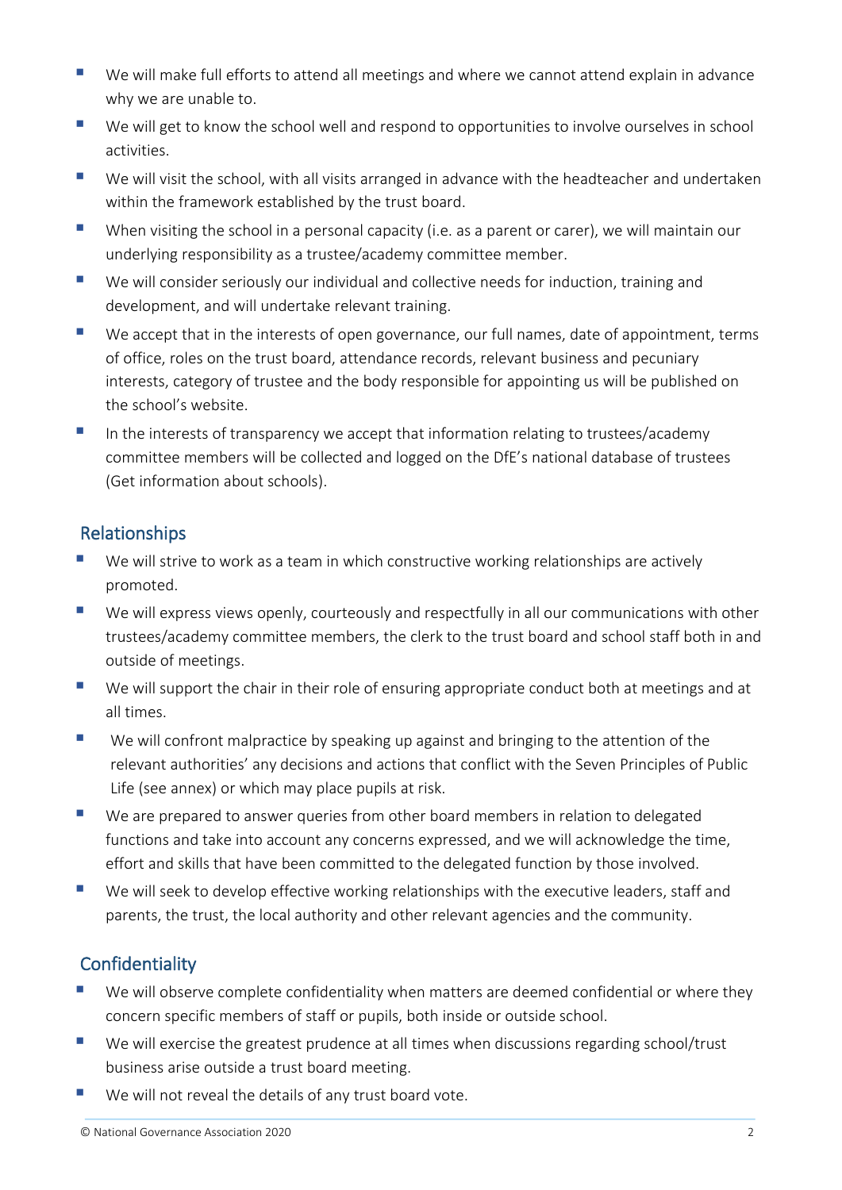- We will make full efforts to attend all meetings and where we cannot attend explain in advance why we are unable to.
- We will get to know the school well and respond to opportunities to involve ourselves in school activities.
- We will visit the school, with all visits arranged in advance with the headteacher and undertaken within the framework established by the trust board.
- When visiting the school in a personal capacity (i.e. as a parent or carer), we will maintain our underlying responsibility as a trustee/academy committee member.
- We will consider seriously our individual and collective needs for induction, training and development, and will undertake relevant training.
- We accept that in the interests of open governance, our full names, date of appointment, terms of office, roles on the trust board, attendance records, relevant business and pecuniary interests, category of trustee and the body responsible for appointing us will be published on the school's website.
- In the interests of transparency we accept that information relating to trustees/academy committee members will be collected and logged on the DfE's national database of trustees (Get information about schools).

## Relationships

- We will strive to work as a team in which constructive working relationships are actively promoted.
- We will express views openly, courteously and respectfully in all our communications with other trustees/academy committee members, the clerk to the trust board and school staff both in and outside of meetings.
- We will support the chair in their role of ensuring appropriate conduct both at meetings and at all times.
- We will confront malpractice by speaking up against and bringing to the attention of the relevant authorities' any decisions and actions that conflict with the Seven Principles of Public Life (see annex) or which may place pupils at risk.
- We are prepared to answer queries from other board members in relation to delegated functions and take into account any concerns expressed, and we will acknowledge the time, effort and skills that have been committed to the delegated function by those involved.
- We will seek to develop effective working relationships with the executive leaders, staff and parents, the trust, the local authority and other relevant agencies and the community.

## Confidentiality

- We will observe complete confidentiality when matters are deemed confidential or where they concern specific members of staff or pupils, both inside or outside school.
- We will exercise the greatest prudence at all times when discussions regarding school/trust business arise outside a trust board meeting.
- We will not reveal the details of any trust board vote.

© National Governance Association 2020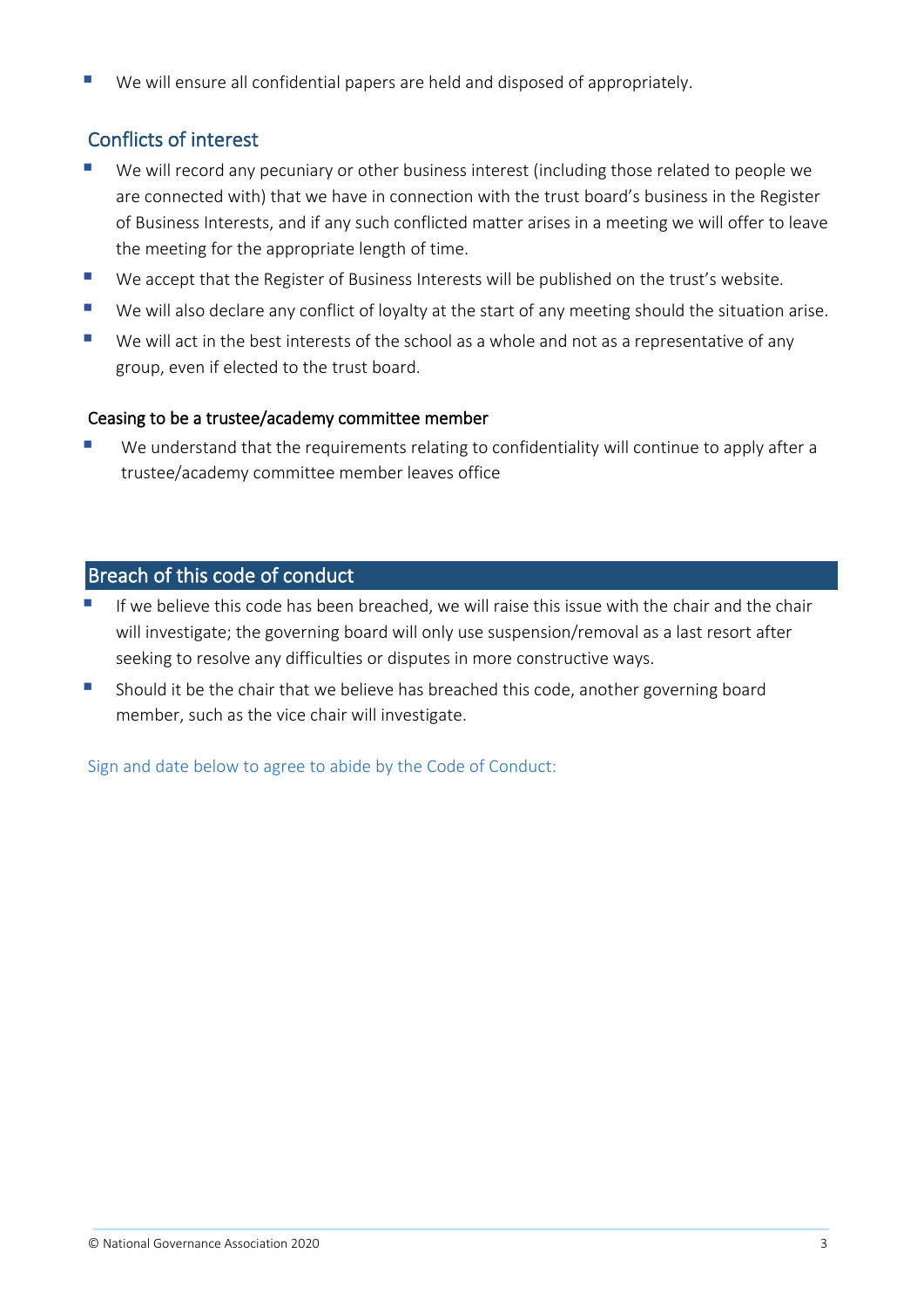- We will ensure all confidential papers are held and disposed of appropriately.

## Conflicts of interest

- We will record any pecuniary or other business interest (including those related to people we are connected with) that we have in connection with the trust board's business in the Register of Business Interests, and if any such conflicted matter arises in a meeting we will offer to leave the meeting for the appropriate length of time.
- We accept that the Register of Business Interests will be published on the trust's website.
- We will also declare any conflict of loyalty at the start of any meeting should the situation arise.
- We will act in the best interests of the school as a whole and not as a representative of any group, even if elected to the trust board.

### Ceasing to be a trustee/academy committee member

- We understand that the requirements relating to confidentiality will continue to apply after a trustee/academy committee member leaves office

## Breach of this code of conduct

- If we believe this code has been breached, we will raise this issue with the chair and the chair will investigate; the governing board will only use suspension/removal as a last resort after seeking to resolve any difficulties or disputes in more constructive ways.
- Should it be the chair that we believe has breached this code, another governing board member, such as the vice chair will investigate.

Sign and date below to agree to abide by the Code of Conduct:

© National Governance Association 2020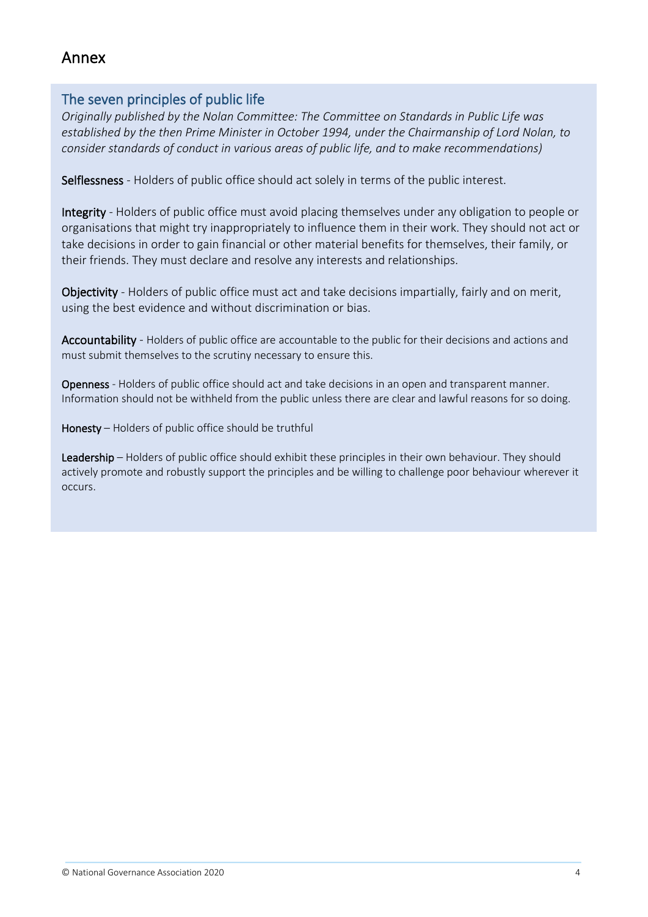# Annex

## The seven principles of public life

*Originally published by the Nolan Committee: The Committee on Standards in Public Life was established by the then Prime Minister in October 1994, under the Chairmanship of Lord Nolan, to consider standards of conduct in various areas of public life, and to make recommendations)*

**Selflessness** - Holders of public office should act solely in terms of the public interest.

**Integrity** - Holders of public office must avoid placing themselves under any obligation to people or organisations that might try inappropriately to influence them in their work. They should not act or take decisions in order to gain financial or other material benefits for themselves, their family, or their friends. They must declare and resolve any interests and relationships.

**Objectivity** - Holders of public office must act and take decisions impartially, fairly and on merit, using the best evidence and without discrimination or bias.

**Accountability** - Holders of public office are accountable to the public for their decisions and actions and must submit themselves to the scrutiny necessary to ensure this.

**Openness** - Holders of public office should act and take decisions in an open and transparent manner. Information should not be withheld from the public unless there are clear and lawful reasons for so doing.

**Honesty** – Holders of public office should be truthful

**Leadership** – Holders of public office should exhibit these principles in their own behaviour. They should actively promote and robustly support the principles and be willing to challenge poor behaviour wherever it occurs.

© National Governance Association 2020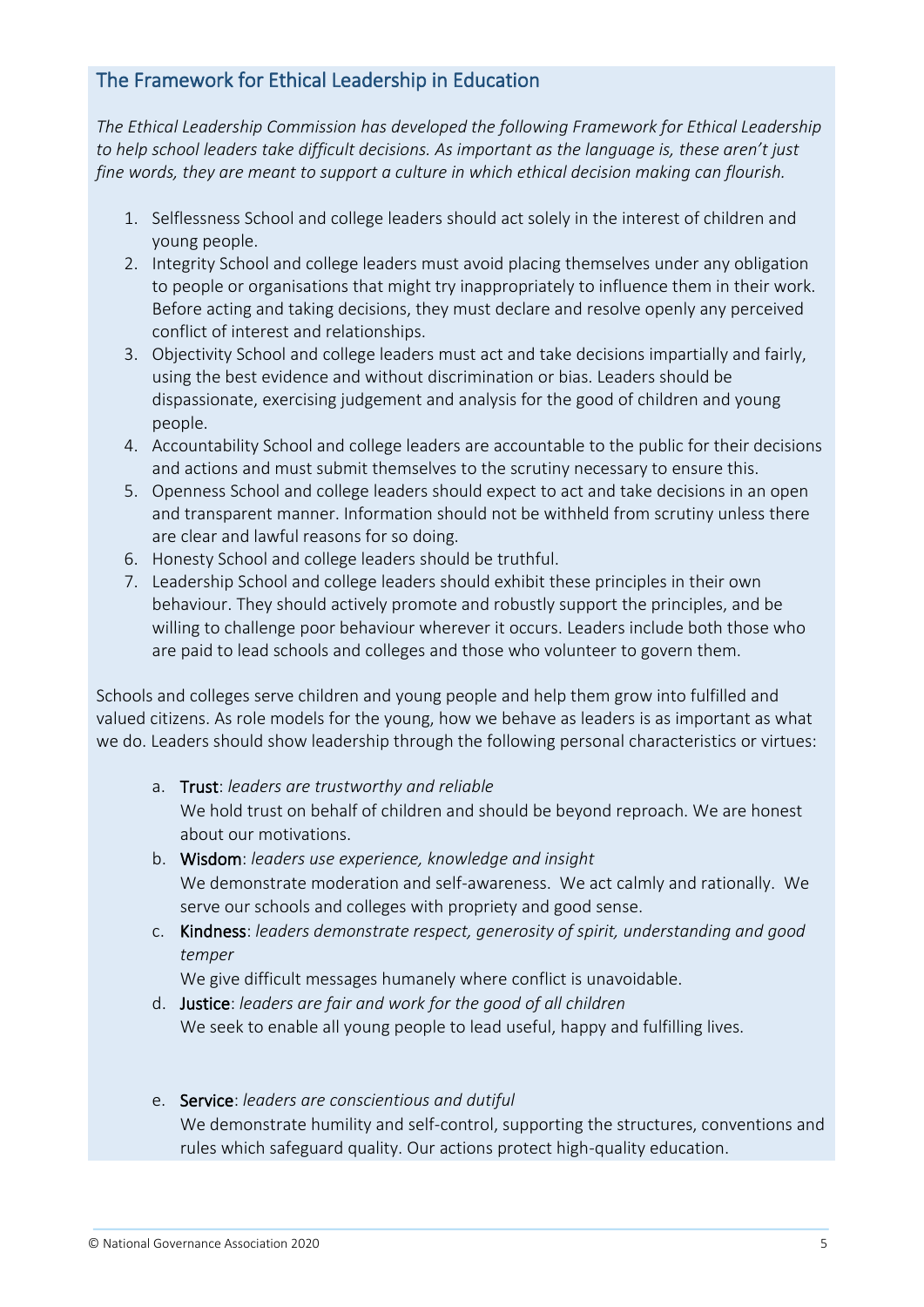## The Framework for Ethical Leadership in Education

*The Ethical Leadership Commission has developed the following Framework for Ethical Leadership to help school leaders take difficult decisions. As important as the language is, these aren't just fine words, they are meant to support a culture in which ethical decision making can flourish.*

1. Selflessness School and college leaders should act solely in the interest of children and young people.
2. Integrity School and college leaders must avoid placing themselves under any obligation to people or organisations that might try inappropriately to influence them in their work. Before acting and taking decisions, they must declare and resolve openly any perceived conflict of interest and relationships.
3. Objectivity School and college leaders must act and take decisions impartially and fairly, using the best evidence and without discrimination or bias. Leaders should be dispassionate, exercising judgement and analysis for the good of children and young people.
4. Accountability School and college leaders are accountable to the public for their decisions and actions and must submit themselves to the scrutiny necessary to ensure this.
5. Openness School and college leaders should expect to act and take decisions in an open and transparent manner. Information should not be withheld from scrutiny unless there are clear and lawful reasons for so doing.
6. Honesty School and college leaders should be truthful.
7. Leadership School and college leaders should exhibit these principles in their own behaviour. They should actively promote and robustly support the principles, and be willing to challenge poor behaviour wherever it occurs. Leaders include both those who are paid to lead schools and colleges and those who volunteer to govern them.

Schools and colleges serve children and young people and help them grow into fulfilled and valued citizens. As role models for the young, how we behave as leaders is as important as what we do. Leaders should show leadership through the following personal characteristics or virtues:

a. **Trust**: *leaders are trustworthy and reliable*
   We hold trust on behalf of children and should be beyond reproach. We are honest about our motivations.
b. **Wisdom**: *leaders use experience, knowledge and insight*
   We demonstrate moderation and self-awareness. We act calmly and rationally. We serve our schools and colleges with propriety and good sense.
c. **Kindness**: *leaders demonstrate respect, generosity of spirit, understanding and good temper*
   We give difficult messages humanely where conflict is unavoidable.
d. **Justice**: *leaders are fair and work for the good of all children*
   We seek to enable all young people to lead useful, happy and fulfilling lives.
e. **Service**: *leaders are conscientious and dutiful*
   We demonstrate humility and self-control, supporting the structures, conventions and rules which safeguard quality. Our actions protect high-quality education.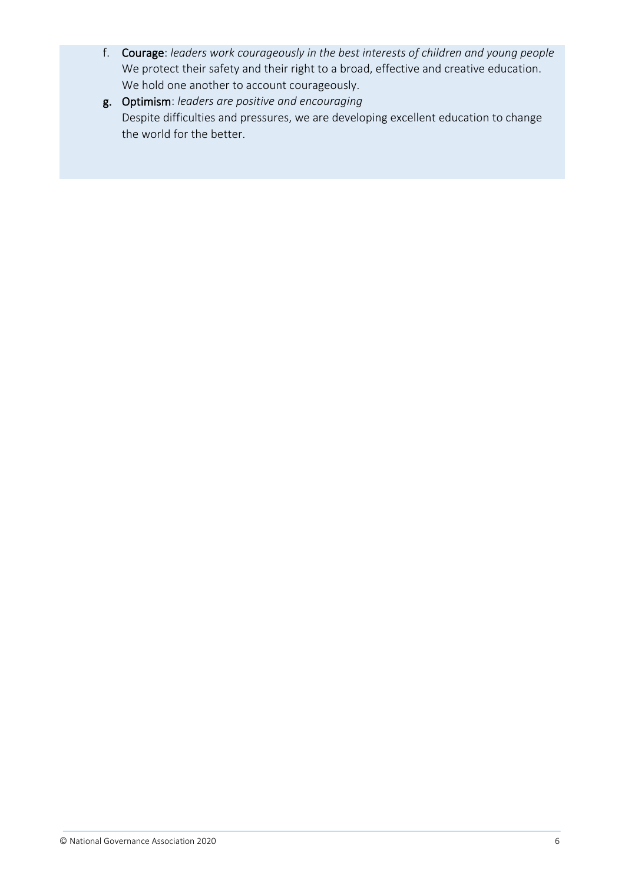f. **Courage**: *leaders work courageously in the best interests of children and young people*
   We protect their safety and their right to a broad, effective and creative education. We hold one another to account courageously.

g. **Optimism**: *leaders are positive and encouraging*
   Despite difficulties and pressures, we are developing excellent education to change the world for the better.